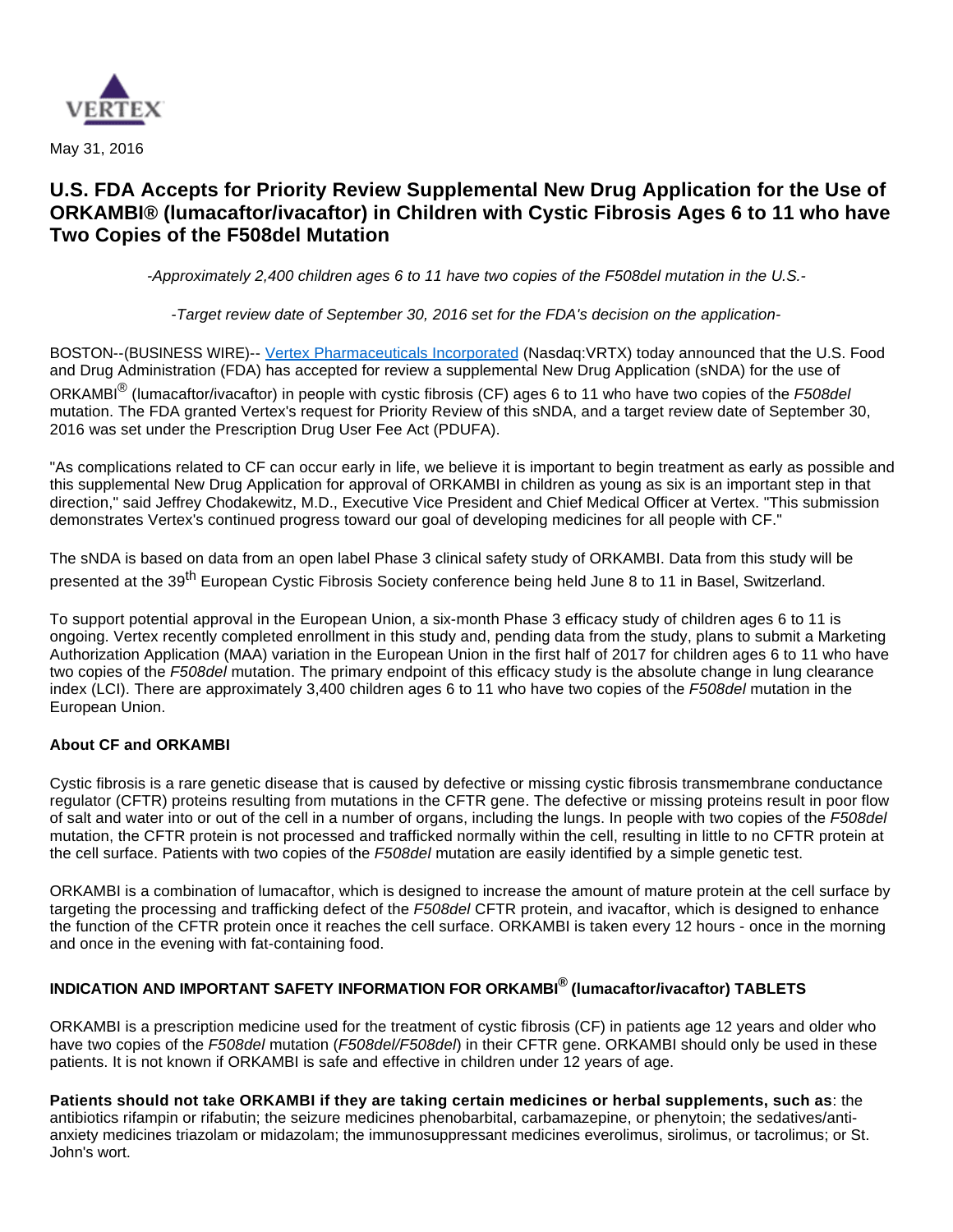May 31, 2016

# U.S. FDA Accepts for Priority Review Supplemental New Drug Application for the Use of ORKAMBI® (lumacaftor/ivacaftor) in Children with Cystic Fibrosis Ages 6 to 11 who have Two Copies of the F508del Mutation

*-Approximately 2,400 children ages 6 to 11 have two copies of the F508del mutation in the U.S.-*

*-Target review date of September 30, 2016 set for the FDA's decision on the application-*

BOSTON--(BUSINESS WIRE)-- [Vertex Pharmaceuticals Incorporated](Vertex Pharmaceuticals Incorporated) (Nasdaq:VRTX) today announced that the U.S. Food and Drug Administration (FDA) has accepted for review a supplemental New Drug Application (sNDA) for the use of ORKAMBI® (lumacaftor/ivacaftor) in people with cystic fibrosis (CF) ages 6 to 11 who have two copies of the *F508del* mutation. The FDA granted Vertex's request for Priority Review of this sNDA, and a target review date of September 30, 2016 was set under the Prescription Drug User Fee Act (PDUFA).

"As complications related to CF can occur early in life, we believe it is important to begin treatment as early as possible and this supplemental New Drug Application for approval of ORKAMBI in children as young as six is an important step in that direction," said Jeffrey Chodakewitz, M.D., Executive Vice President and Chief Medical Officer at Vertex. "This submission demonstrates Vertex's continued progress toward our goal of developing medicines for all people with CF."

The sNDA is based on data from an open label Phase 3 clinical safety study of ORKAMBI. Data from this study will be presented at the 39th European Cystic Fibrosis Society conference being held June 8 to 11 in Basel, Switzerland.

To support potential approval in the European Union, a six-month Phase 3 efficacy study of children ages 6 to 11 is ongoing. Vertex recently completed enrollment in this study and, pending data from the study, plans to submit a Marketing Authorization Application (MAA) variation in the European Union in the first half of 2017 for children ages 6 to 11 who have two copies of the *F508del* mutation. The primary endpoint of this efficacy study is the absolute change in lung clearance index (LCI). There are approximately 3,400 children ages 6 to 11 who have two copies of the *F508del* mutation in the European Union.

**About CF and ORKAMBI**

Cystic fibrosis is a rare genetic disease that is caused by defective or missing cystic fibrosis transmembrane conductance regulator (CFTR) proteins resulting from mutations in the CFTR gene. The defective or missing proteins result in poor flow of salt and water into or out of the cell in a number of organs, including the lungs. In people with two copies of the *F508del* mutation, the CFTR protein is not processed and trafficked normally within the cell, resulting in little to no CFTR protein at the cell surface. Patients with two copies of the *F508del* mutation are easily identified by a simple genetic test.

ORKAMBI is a combination of lumacaftor, which is designed to increase the amount of mature protein at the cell surface by targeting the processing and trafficking defect of the *F508del* CFTR protein, and ivacaftor, which is designed to enhance the function of the CFTR protein once it reaches the cell surface. ORKAMBI is taken every 12 hours - once in the morning and once in the evening with fat-containing food.

**INDICATION AND IMPORTANT SAFETY INFORMATION FOR ORKAMBI® (lumacaftor/ivacaftor) TABLETS**

ORKAMBI is a prescription medicine used for the treatment of cystic fibrosis (CF) in patients age 12 years and older who have two copies of the *F508del* mutation (*F508del/F508del*) in their CFTR gene. ORKAMBI should only be used in these patients. It is not known if ORKAMBI is safe and effective in children under 12 years of age.

**Patients should not take ORKAMBI if they are taking certain medicines or herbal supplements, such as**: the antibiotics rifampin or rifabutin; the seizure medicines phenobarbital, carbamazepine, or phenytoin; the sedatives/anti-anxiety medicines triazolam or midazolam; the immunosuppressant medicines everolimus, sirolimus, or tacrolimus; or St. John's wort.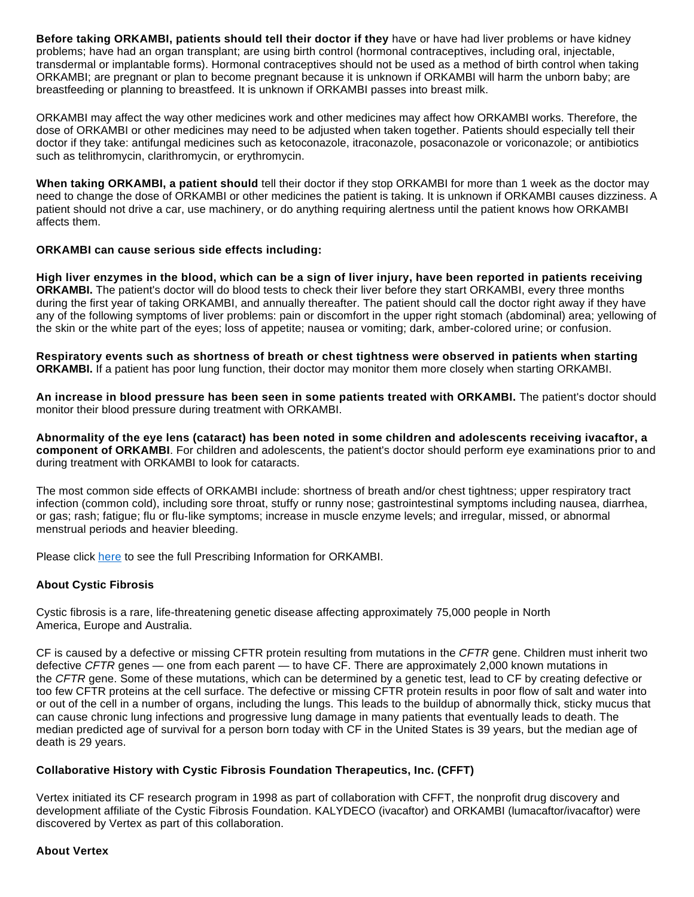**Before taking ORKAMBI, patients should tell their doctor if they** have or have had liver problems or have kidney problems; have had an organ transplant; are using birth control (hormonal contraceptives, including oral, injectable, transdermal or implantable forms). Hormonal contraceptives should not be used as a method of birth control when taking ORKAMBI; are pregnant or plan to become pregnant because it is unknown if ORKAMBI will harm the unborn baby; are breastfeeding or planning to breastfeed. It is unknown if ORKAMBI passes into breast milk.

ORKAMBI may affect the way other medicines work and other medicines may affect how ORKAMBI works. Therefore, the dose of ORKAMBI or other medicines may need to be adjusted when taken together. Patients should especially tell their doctor if they take: antifungal medicines such as ketoconazole, itraconazole, posaconazole or voriconazole; or antibiotics such as telithromycin, clarithromycin, or erythromycin.

**When taking ORKAMBI, a patient should** tell their doctor if they stop ORKAMBI for more than 1 week as the doctor may need to change the dose of ORKAMBI or other medicines the patient is taking. It is unknown if ORKAMBI causes dizziness. A patient should not drive a car, use machinery, or do anything requiring alertness until the patient knows how ORKAMBI affects them.

**ORKAMBI can cause serious side effects including:**

**High liver enzymes in the blood, which can be a sign of liver injury, have been reported in patients receiving ORKAMBI.** The patient's doctor will do blood tests to check their liver before they start ORKAMBI, every three months during the first year of taking ORKAMBI, and annually thereafter. The patient should call the doctor right away if they have any of the following symptoms of liver problems: pain or discomfort in the upper right stomach (abdominal) area; yellowing of the skin or the white part of the eyes; loss of appetite; nausea or vomiting; dark, amber-colored urine; or confusion.

**Respiratory events such as shortness of breath or chest tightness were observed in patients when starting ORKAMBI.** If a patient has poor lung function, their doctor may monitor them more closely when starting ORKAMBI.

**An increase in blood pressure has been seen in some patients treated with ORKAMBI.** The patient's doctor should monitor their blood pressure during treatment with ORKAMBI.

**Abnormality of the eye lens (cataract) has been noted in some children and adolescents receiving ivacaftor, a component of ORKAMBI**. For children and adolescents, the patient's doctor should perform eye examinations prior to and during treatment with ORKAMBI to look for cataracts.

The most common side effects of ORKAMBI include: shortness of breath and/or chest tightness; upper respiratory tract infection (common cold), including sore throat, stuffy or runny nose; gastrointestinal symptoms including nausea, diarrhea, or gas; rash; fatigue; flu or flu-like symptoms; increase in muscle enzyme levels; and irregular, missed, or abnormal menstrual periods and heavier bleeding.

Please click here to see the full Prescribing Information for ORKAMBI.

**About Cystic Fibrosis**

Cystic fibrosis is a rare, life-threatening genetic disease affecting approximately 75,000 people in North America, Europe and Australia.

CF is caused by a defective or missing CFTR protein resulting from mutations in the *CFTR* gene. Children must inherit two defective *CFTR* genes — one from each parent — to have CF. There are approximately 2,000 known mutations in the *CFTR* gene. Some of these mutations, which can be determined by a genetic test, lead to CF by creating defective or too few CFTR proteins at the cell surface. The defective or missing CFTR protein results in poor flow of salt and water into or out of the cell in a number of organs, including the lungs. This leads to the buildup of abnormally thick, sticky mucus that can cause chronic lung infections and progressive lung damage in many patients that eventually leads to death. The median predicted age of survival for a person born today with CF in the United States is 39 years, but the median age of death is 29 years.

**Collaborative History with Cystic Fibrosis Foundation Therapeutics, Inc. (CFFT)**

Vertex initiated its CF research program in 1998 as part of collaboration with CFFT, the nonprofit drug discovery and development affiliate of the Cystic Fibrosis Foundation. KALYDECO (ivacaftor) and ORKAMBI (lumacaftor/ivacaftor) were discovered by Vertex as part of this collaboration.

**About Vertex**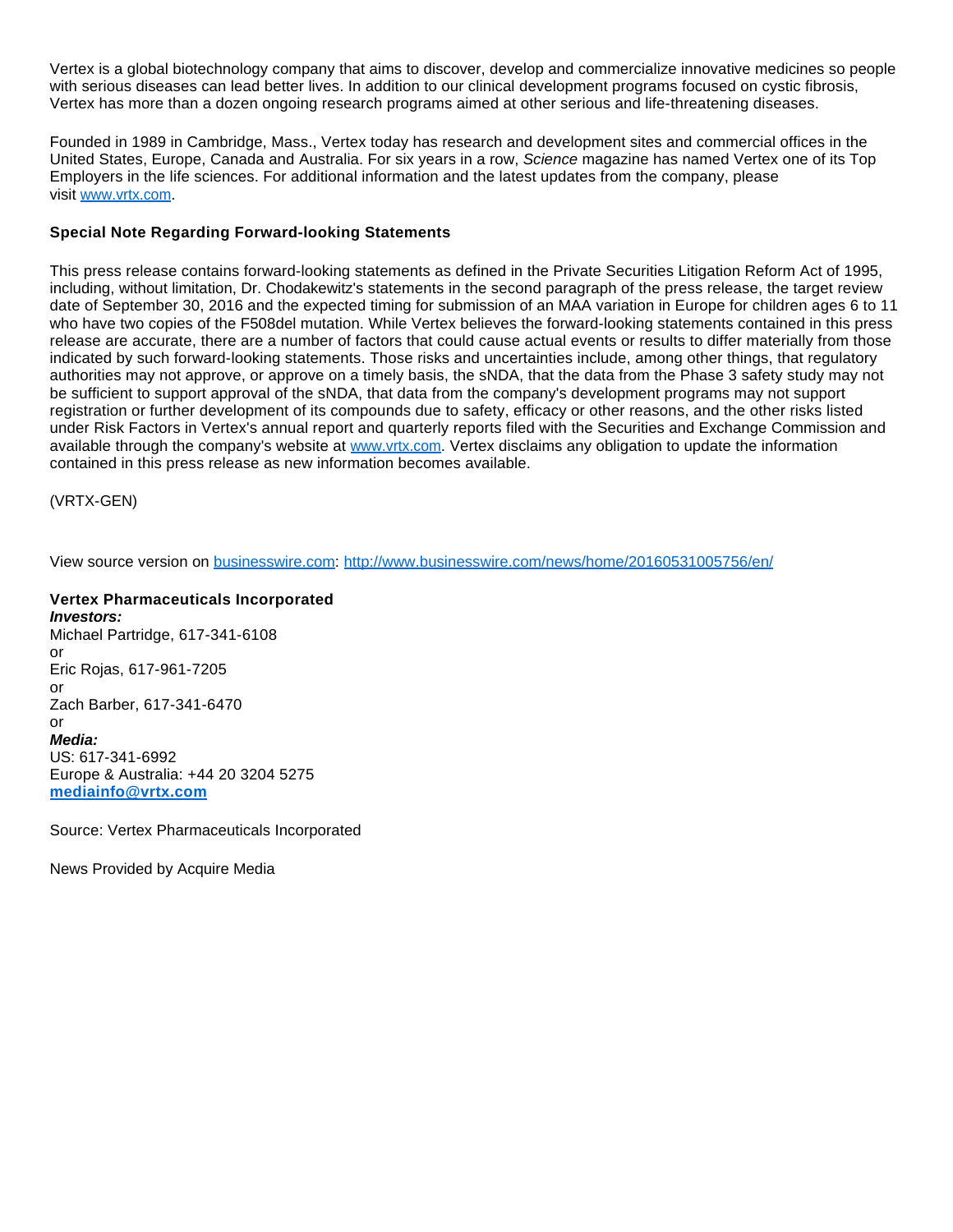Vertex is a global biotechnology company that aims to discover, develop and commercialize innovative medicines so people with serious diseases can lead better lives. In addition to our clinical development programs focused on cystic fibrosis, Vertex has more than a dozen ongoing research programs aimed at other serious and life-threatening diseases.

Founded in 1989 in Cambridge, Mass., Vertex today has research and development sites and commercial offices in the United States, Europe, Canada and Australia. For six years in a row, *Science* magazine has named Vertex one of its Top Employers in the life sciences. For additional information and the latest updates from the company, please visit [www.vrtx.com](http://www.vrtx.com).

**Special Note Regarding Forward-looking Statements**

This press release contains forward-looking statements as defined in the Private Securities Litigation Reform Act of 1995, including, without limitation, Dr. Chodakewitz's statements in the second paragraph of the press release, the target review date of September 30, 2016 and the expected timing for submission of an MAA variation in Europe for children ages 6 to 11 who have two copies of the F508del mutation. While Vertex believes the forward-looking statements contained in this press release are accurate, there are a number of factors that could cause actual events or results to differ materially from those indicated by such forward-looking statements. Those risks and uncertainties include, among other things, that regulatory authorities may not approve, or approve on a timely basis, the sNDA, that the data from the Phase 3 safety study may not be sufficient to support approval of the sNDA, that data from the company's development programs may not support registration or further development of its compounds due to safety, efficacy or other reasons, and the other risks listed under Risk Factors in Vertex's annual report and quarterly reports filed with the Securities and Exchange Commission and available through the company's website at [www.vrtx.com](http://www.vrtx.com). Vertex disclaims any obligation to update the information contained in this press release as new information becomes available.

(VRTX-GEN)

View source version on [businesswire.com](http://businesswire.com): [http://www.businesswire.com/news/home/20160531005756/en/](http://www.businesswire.com/news/home/20160531005756/en/)

**Vertex Pharmaceuticals Incorporated**
***Investors:***
Michael Partridge, 617-341-6108
or
Eric Rojas, 617-961-7205
or
Zach Barber, 617-341-6470
or
***Media:***
US: 617-341-6992
Europe & Australia: +44 20 3204 5275
**[mediainfo@vrtx.com](mailto:mediainfo@vrtx.com)**

Source: Vertex Pharmaceuticals Incorporated

News Provided by Acquire Media